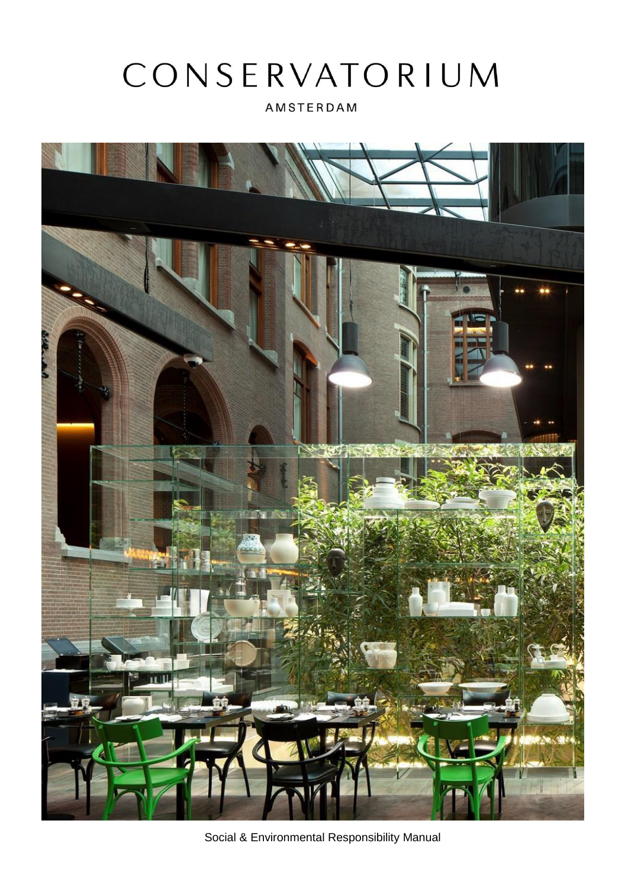# CONSERVATORIUM

AMSTERDAM

Social & Environmental Responsibility Manual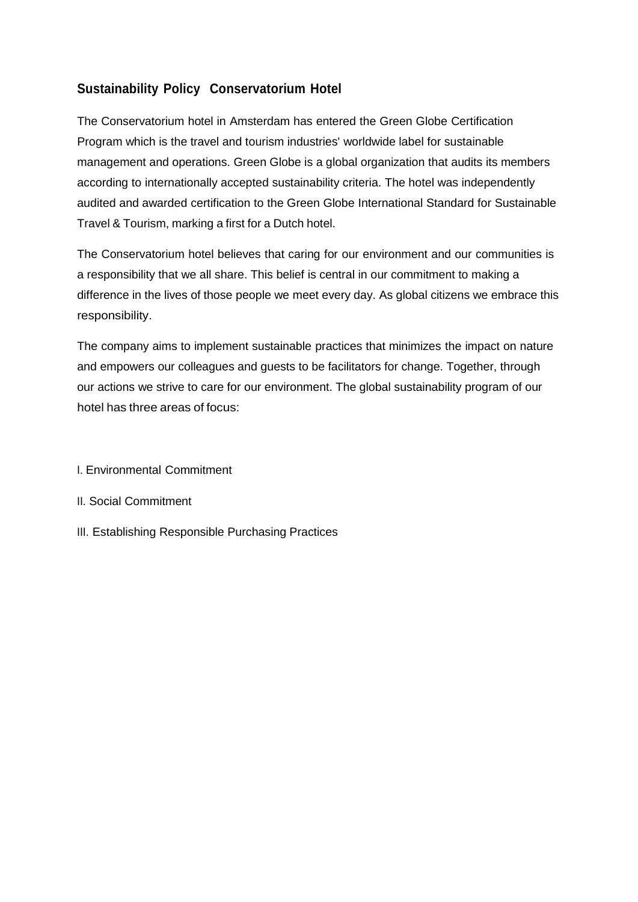## Sustainability Policy Conservatorium Hotel

The Conservatorium hotel in Amsterdam has entered the Green Globe Certification Program which is the travel and tourism industries' worldwide label for sustainable management and operations. Green Globe is a global organization that audits its members according to internationally accepted sustainability criteria. The hotel was independently audited and awarded certification to the Green Globe International Standard for Sustainable Travel & Tourism, marking a first for a Dutch hotel.

The Conservatorium hotel believes that caring for our environment and our communities is a responsibility that we all share. This belief is central in our commitment to making a difference in the lives of those people we meet every day. As global citizens we embrace this responsibility.

The company aims to implement sustainable practices that minimizes the impact on nature and empowers our colleagues and guests to be facilitators for change. Together, through our actions we strive to care for our environment. The global sustainability program of our hotel has three areas of focus:

I. Environmental Commitment

II. Social Commitment

III. Establishing Responsible Purchasing Practices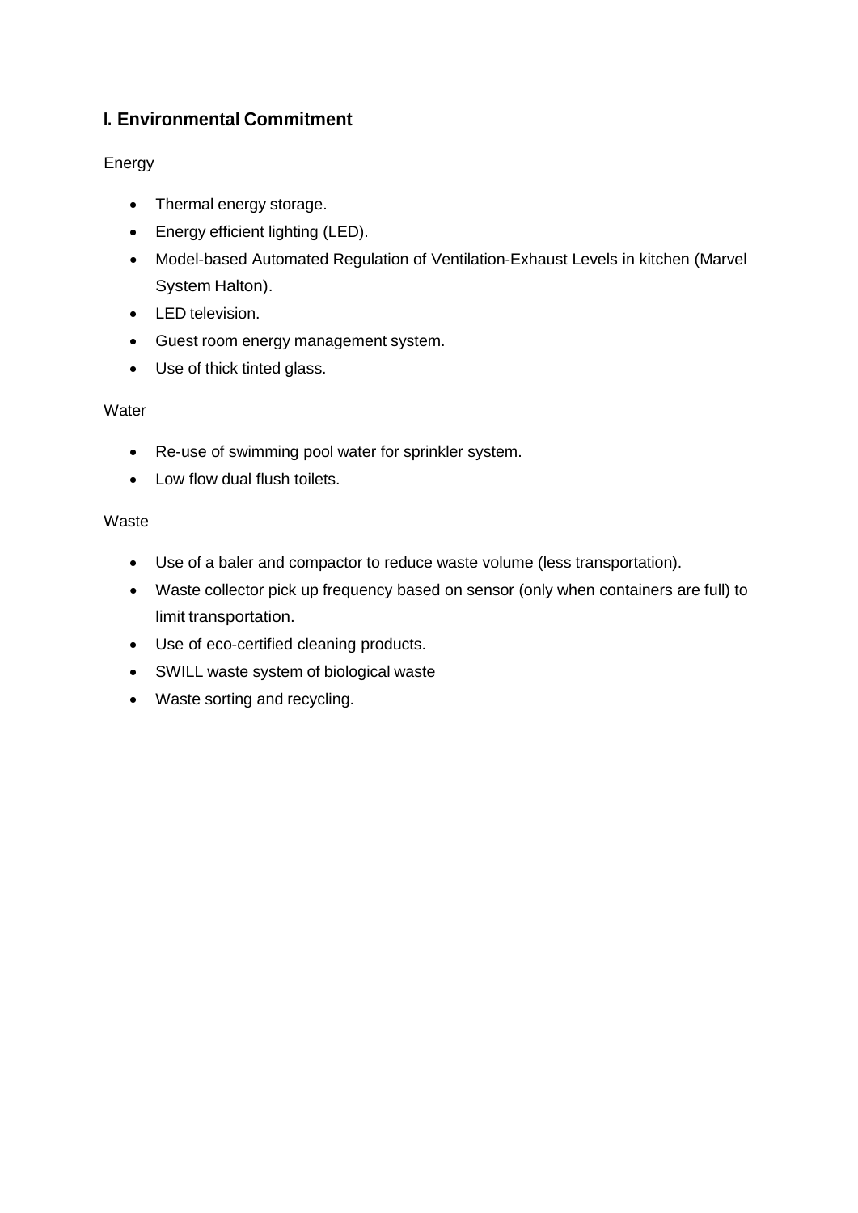## I. Environmental Commitment

Energy

- Thermal energy storage.
- Energy efficient lighting (LED).
- Model-based Automated Regulation of Ventilation-Exhaust Levels in kitchen (Marvel System Halton).
- LED television.
- Guest room energy management system.
- Use of thick tinted glass.

Water

- Re-use of swimming pool water for sprinkler system.
- Low flow dual flush toilets.

Waste

- Use of a baler and compactor to reduce waste volume (less transportation).
- Waste collector pick up frequency based on sensor (only when containers are full) to limit transportation.
- Use of eco-certified cleaning products.
- SWILL waste system of biological waste
- Waste sorting and recycling.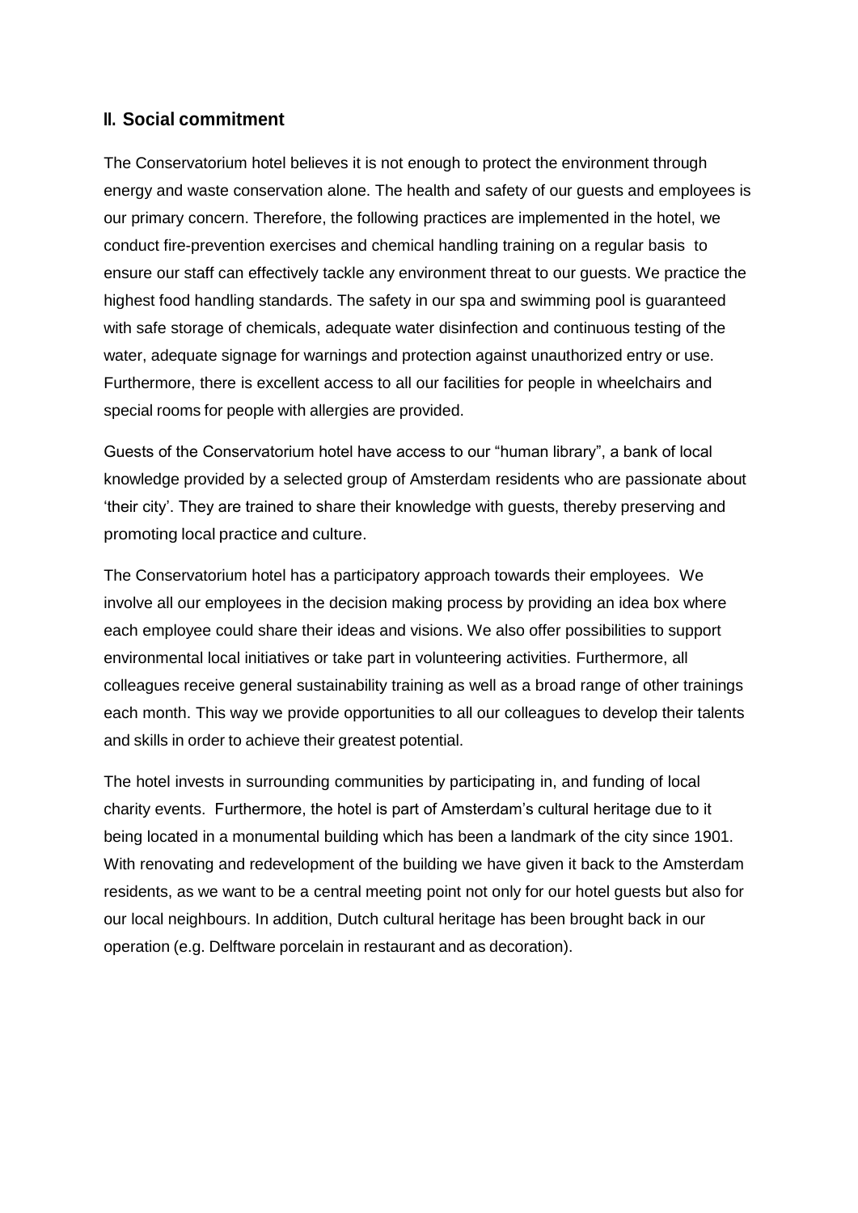## II. Social commitment

The Conservatorium hotel believes it is not enough to protect the environment through energy and waste conservation alone. The health and safety of our guests and employees is our primary concern. Therefore, the following practices are implemented in the hotel, we conduct fire-prevention exercises and chemical handling training on a regular basis to ensure our staff can effectively tackle any environment threat to our guests. We practice the highest food handling standards. The safety in our spa and swimming pool is guaranteed with safe storage of chemicals, adequate water disinfection and continuous testing of the water, adequate signage for warnings and protection against unauthorized entry or use. Furthermore, there is excellent access to all our facilities for people in wheelchairs and special rooms for people with allergies are provided.

Guests of the Conservatorium hotel have access to our "human library", a bank of local knowledge provided by a selected group of Amsterdam residents who are passionate about 'their city'. They are trained to share their knowledge with guests, thereby preserving and promoting local practice and culture.

The Conservatorium hotel has a participatory approach towards their employees. We involve all our employees in the decision making process by providing an idea box where each employee could share their ideas and visions. We also offer possibilities to support environmental local initiatives or take part in volunteering activities. Furthermore, all colleagues receive general sustainability training as well as a broad range of other trainings each month. This way we provide opportunities to all our colleagues to develop their talents and skills in order to achieve their greatest potential.

The hotel invests in surrounding communities by participating in, and funding of local charity events. Furthermore, the hotel is part of Amsterdam's cultural heritage due to it being located in a monumental building which has been a landmark of the city since 1901. With renovating and redevelopment of the building we have given it back to the Amsterdam residents, as we want to be a central meeting point not only for our hotel guests but also for our local neighbours. In addition, Dutch cultural heritage has been brought back in our operation (e.g. Delftware porcelain in restaurant and as decoration).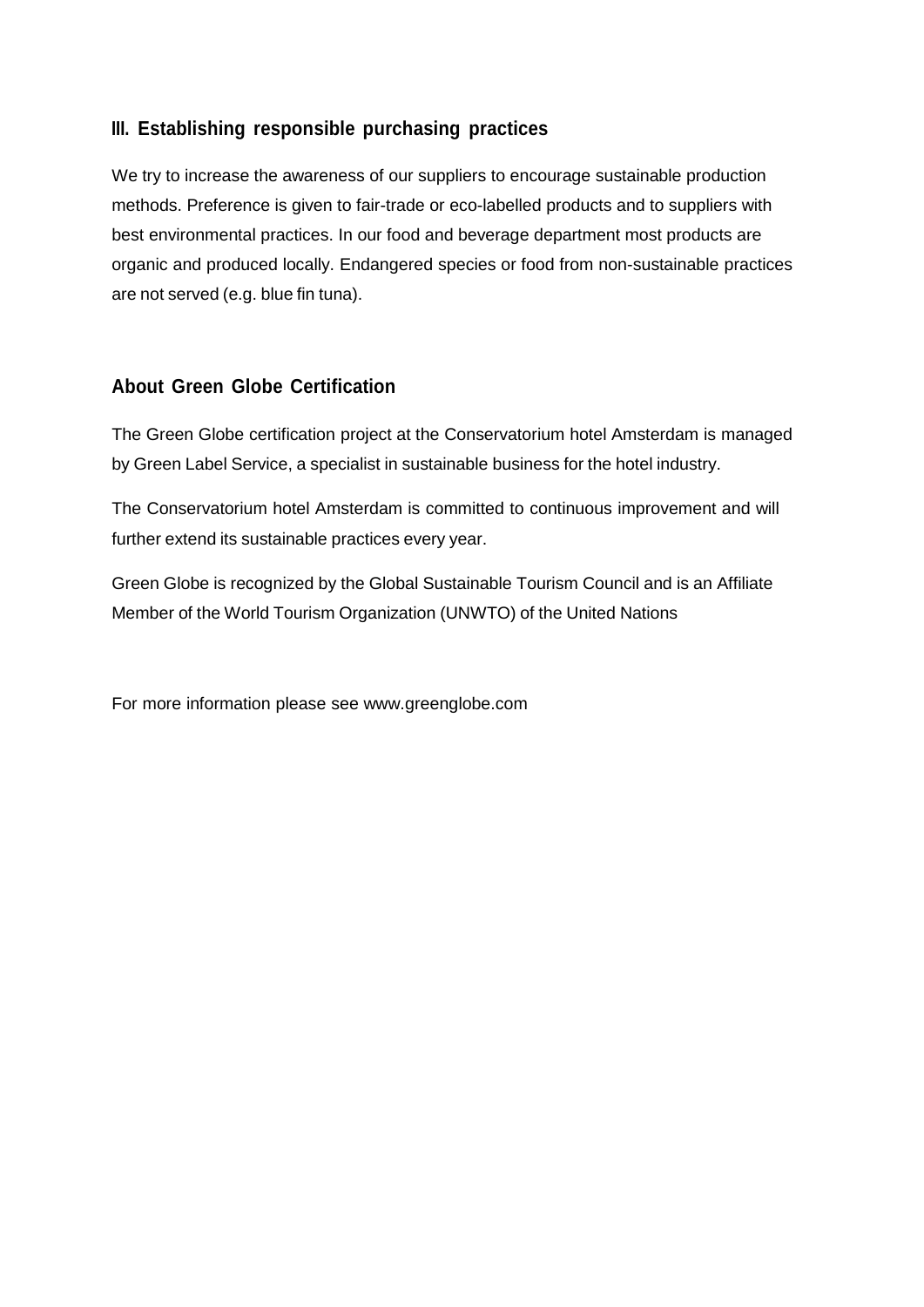## III. Establishing responsible purchasing practices

We try to increase the awareness of our suppliers to encourage sustainable production methods. Preference is given to fair-trade or eco-labelled products and to suppliers with best environmental practices. In our food and beverage department most products are organic and produced locally. Endangered species or food from non-sustainable practices are not served (e.g. blue fin tuna).

## About Green Globe Certification

The Green Globe certification project at the Conservatorium hotel Amsterdam is managed by Green Label Service, a specialist in sustainable business for the hotel industry.

The Conservatorium hotel Amsterdam is committed to continuous improvement and will further extend its sustainable practices every year.

Green Globe is recognized by the Global Sustainable Tourism Council and is an Affiliate Member of the World Tourism Organization (UNWTO) of the United Nations

For more information please see www.greenglobe.com